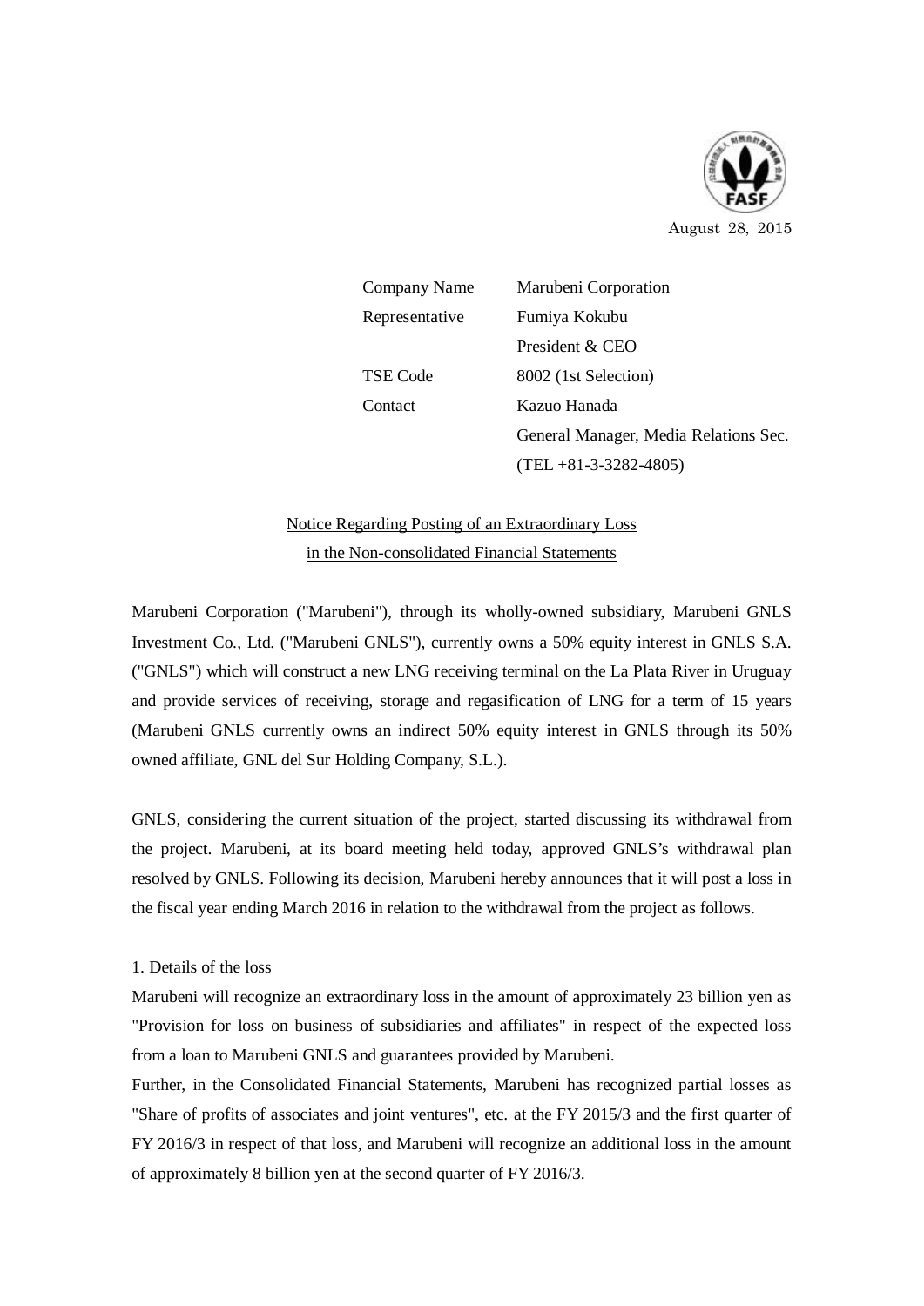August 28, 2015

| | |
|---|---|
| Company Name | Marubeni Corporation |
| Representative | Fumiya Kokubu |
| | President & CEO |
| TSE Code | 8002 (1st Selection) |
| Contact | Kazuo Hanada |
| | General Manager, Media Relations Sec. |
| | (TEL +81-3-3282-4805) |

# Notice Regarding Posting of an Extraordinary Loss in the Non-consolidated Financial Statements

Marubeni Corporation ("Marubeni"), through its wholly-owned subsidiary, Marubeni GNLS Investment Co., Ltd. ("Marubeni GNLS"), currently owns a 50% equity interest in GNLS S.A. ("GNLS") which will construct a new LNG receiving terminal on the La Plata River in Uruguay and provide services of receiving, storage and regasification of LNG for a term of 15 years (Marubeni GNLS currently owns an indirect 50% equity interest in GNLS through its 50% owned affiliate, GNL del Sur Holding Company, S.L.).

GNLS, considering the current situation of the project, started discussing its withdrawal from the project. Marubeni, at its board meeting held today, approved GNLS's withdrawal plan resolved by GNLS. Following its decision, Marubeni hereby announces that it will post a loss in the fiscal year ending March 2016 in relation to the withdrawal from the project as follows.

1. Details of the loss

Marubeni will recognize an extraordinary loss in the amount of approximately 23 billion yen as "Provision for loss on business of subsidiaries and affiliates" in respect of the expected loss from a loan to Marubeni GNLS and guarantees provided by Marubeni.

Further, in the Consolidated Financial Statements, Marubeni has recognized partial losses as "Share of profits of associates and joint ventures", etc. at the FY 2015/3 and the first quarter of FY 2016/3 in respect of that loss, and Marubeni will recognize an additional loss in the amount of approximately 8 billion yen at the second quarter of FY 2016/3.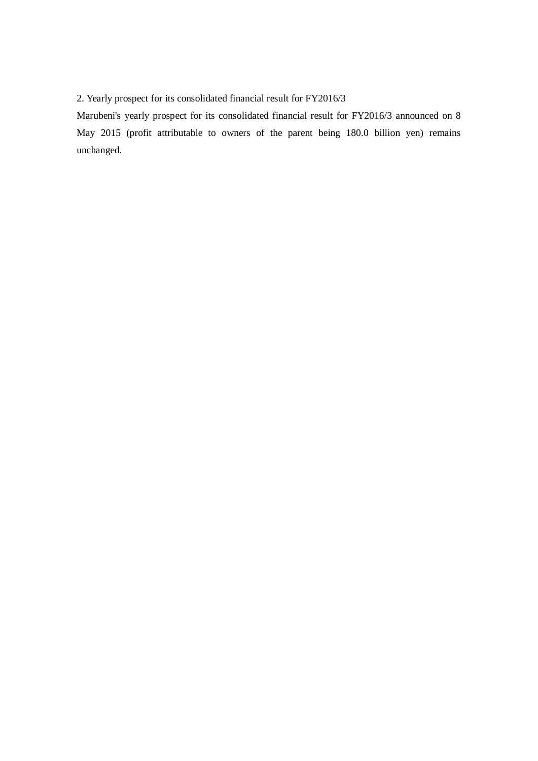2. Yearly prospect for its consolidated financial result for FY2016/3

Marubeni's yearly prospect for its consolidated financial result for FY2016/3 announced on 8 May 2015 (profit attributable to owners of the parent being 180.0 billion yen) remains unchanged.